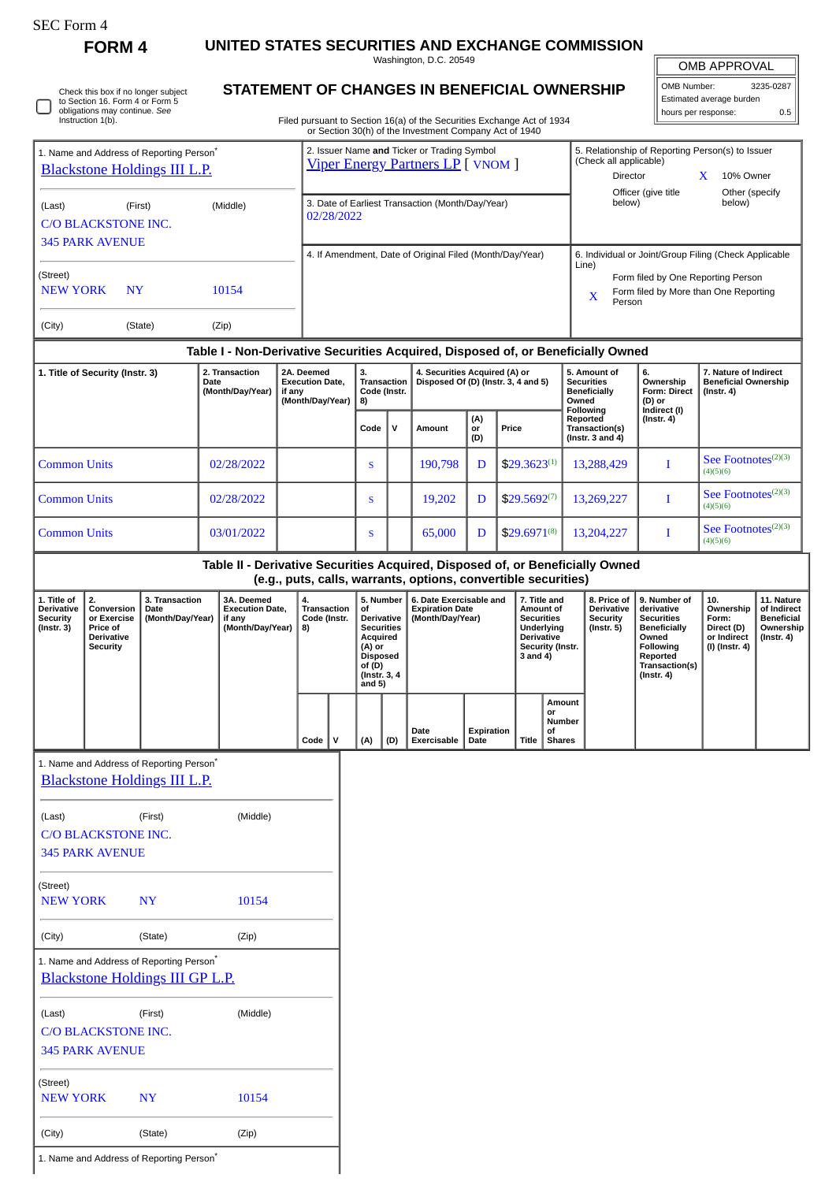SEC Form 4

**FORM 4**

# UNITED STATES SECURITIES AND EXCHANGE COMMISSION

Washington, D.C. 20549

## STATEMENT OF CHANGES IN BENEFICIAL OWNERSHIP

Filed pursuant to Section 16(a) of the Securities Exchange Act of 1934 or Section 30(h) of the Investment Company Act of 1940

| OMB APPROVAL | |
|---|---|
| OMB Number: | 3235-0287 |
| Estimated average burden | |
| hours per response: | 0.5 |

☐ Check this box if no longer subject to Section 16. Form 4 or Form 5 obligations may continue. *See* Instruction 1(b).

1. Name and Address of Reporting Person*
Blackstone Holdings III L.P.

(Last) (First) (Middle)
C/O BLACKSTONE INC.
345 PARK AVENUE

(Street)
NEW YORK NY 10154

(City) (State) (Zip)

2. Issuer Name **and** Ticker or Trading Symbol
Viper Energy Partners LP [ VNOM ]

3. Date of Earliest Transaction (Month/Day/Year)
02/28/2022

4. If Amendment, Date of Original Filed (Month/Day/Year)

5. Relationship of Reporting Person(s) to Issuer (Check all applicable)
Director
X 10% Owner
Officer (give title below)
Other (specify below)

6. Individual or Joint/Group Filing (Check Applicable Line)
Form filed by One Reporting Person
X Form filed by More than One Reporting Person

## Table I - Non-Derivative Securities Acquired, Disposed of, or Beneficially Owned

| 1. Title of Security (Instr. 3) | 2. Transaction Date (Month/Day/Year) | 2A. Deemed Execution Date, if any (Month/Day/Year) | 3. Transaction Code (Instr. 8) | | 4. Securities Acquired (A) or Disposed Of (D) (Instr. 3, 4 and 5) | | | 5. Amount of Securities Beneficially Owned Following Reported Transaction(s) (Instr. 3 and 4) | 6. Ownership Form: Direct (D) or Indirect (I) (Instr. 4) | 7. Nature of Indirect Beneficial Ownership (Instr. 4) |
|---|---|---|---|---|---|---|---|---|---|---|
| | | | Code | V | Amount | (A) or (D) | Price | | | |
| Common Units | 02/28/2022 | | S | | 190,798 | D | $29.3623[1] | 13,288,429 | I | See Footnotes[2][3][4][5][6] |
| Common Units | 02/28/2022 | | S | | 19,202 | D | $29.5692[7] | 13,269,227 | I | See Footnotes[2][3][4][5][6] |
| Common Units | 03/01/2022 | | S | | 65,000 | D | $29.6971[8] | 13,204,227 | I | See Footnotes[2][3][4][5][6] |

## Table II - Derivative Securities Acquired, Disposed of, or Beneficially Owned (e.g., puts, calls, warrants, options, convertible securities)

| 1. Title of Derivative Security (Instr. 3) | 2. Conversion or Exercise Price of Derivative Security | 3. Transaction Date (Month/Day/Year) | 3A. Deemed Execution Date, if any (Month/Day/Year) | 4. Transaction Code (Instr. 8) | | 5. Number of Derivative Securities Acquired (A) or Disposed of (D) (Instr. 3, 4 and 5) | | 6. Date Exercisable and Expiration Date (Month/Day/Year) | | 7. Title and Amount of Securities Underlying Derivative Security (Instr. 3 and 4) | | 8. Price of Derivative Security (Instr. 5) | 9. Number of derivative Securities Beneficially Owned Following Reported Transaction(s) (Instr. 4) | 10. Ownership Form: Direct (D) or Indirect (I) (Instr. 4) | 11. Nature of Indirect Beneficial Ownership (Instr. 4) |
|---|---|---|---|---|---|---|---|---|---|---|---|---|---|---|---|
| | | | | Code | V | (A) | (D) | Date Exercisable | Expiration Date | Title | Amount or Number of Shares | | | | |

1. Name and Address of Reporting Person*
Blackstone Holdings III L.P.

(Last) (First) (Middle)
C/O BLACKSTONE INC.
345 PARK AVENUE

(Street)
NEW YORK NY 10154

(City) (State) (Zip)

1. Name and Address of Reporting Person*
Blackstone Holdings III GP L.P.

(Last) (First) (Middle)
C/O BLACKSTONE INC.
345 PARK AVENUE

(Street)
NEW YORK NY 10154

(City) (State) (Zip)

1. Name and Address of Reporting Person*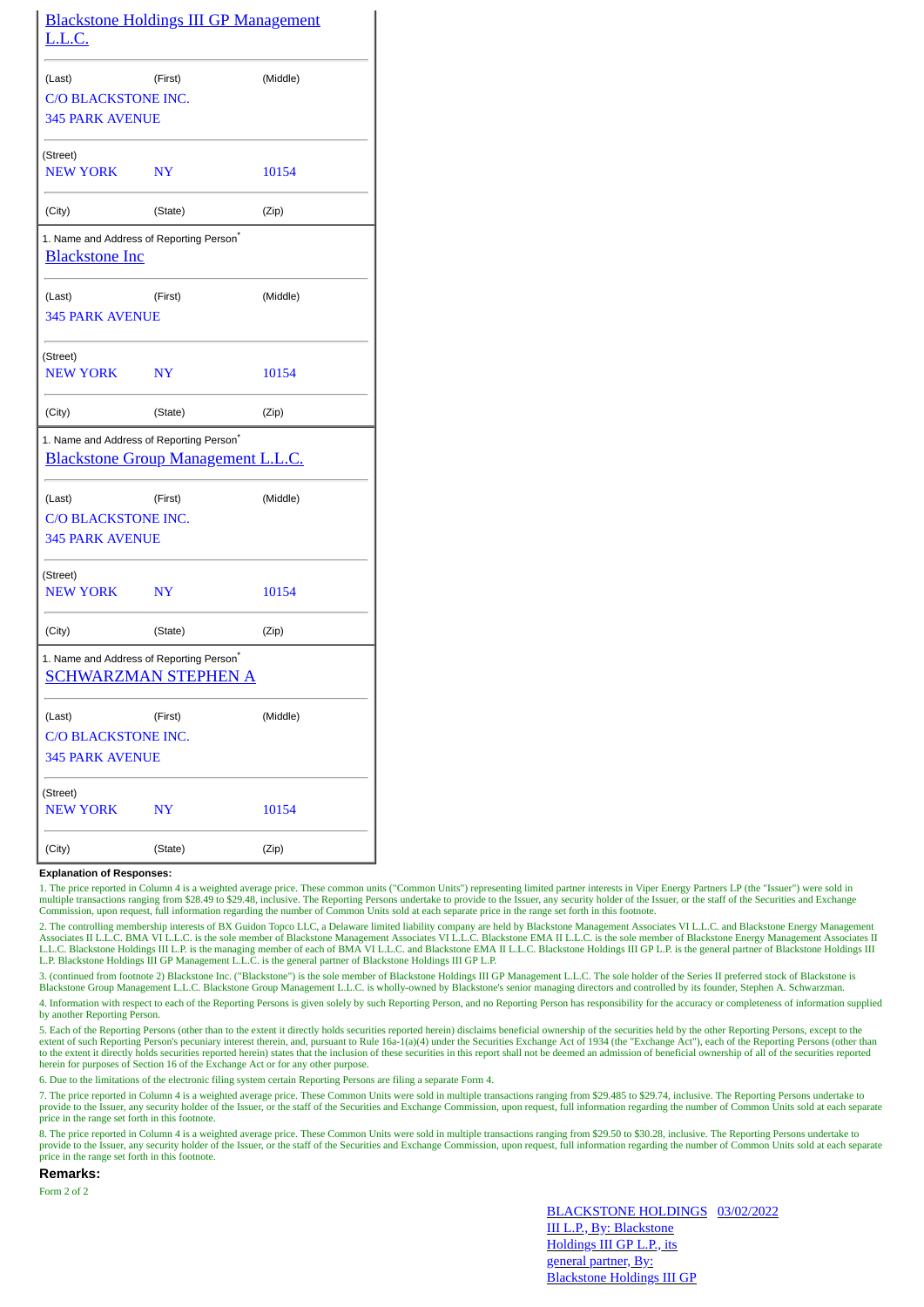[Blackstone Holdings III GP Management L.L.C.](#)

| (Last) | (First) | (Middle) |
|---|---|---|
| C/O BLACKSTONE INC. | | |
| 345 PARK AVENUE | | |

(Street)

| NEW YORK | NY | 10154 |
|---|---|---|
| (City) | (State) | (Zip) |

1. Name and Address of Reporting Person*

[Blackstone Inc](#)

| (Last) | (First) | (Middle) |
|---|---|---|
| 345 PARK AVENUE | | |

(Street)

| NEW YORK | NY | 10154 |
|---|---|---|
| (City) | (State) | (Zip) |

1. Name and Address of Reporting Person*

[Blackstone Group Management L.L.C.](#)

| (Last) | (First) | (Middle) |
|---|---|---|
| C/O BLACKSTONE INC. | | |
| 345 PARK AVENUE | | |

(Street)

| NEW YORK | NY | 10154 |
|---|---|---|
| (City) | (State) | (Zip) |

1. Name and Address of Reporting Person*

[SCHWARZMAN STEPHEN A](#)

| (Last) | (First) | (Middle) |
|---|---|---|
| C/O BLACKSTONE INC. | | |
| 345 PARK AVENUE | | |

(Street)

| NEW YORK | NY | 10154 |
|---|---|---|
| (City) | (State) | (Zip) |

**Explanation of Responses:**

1. The price reported in Column 4 is a weighted average price. These common units ("Common Units") representing limited partner interests in Viper Energy Partners LP (the "Issuer") were sold in multiple transactions ranging from $28.49 to $29.48, inclusive. The Reporting Persons undertake to provide to the Issuer, any security holder of the Issuer, or the staff of the Securities and Exchange Commission, upon request, full information regarding the number of Common Units sold at each separate price in the range set forth in this footnote.

2. The controlling membership interests of BX Guidon Topco LLC, a Delaware limited liability company are held by Blackstone Management Associates VI L.L.C. and Blackstone Energy Management Associates II L.L.C. BMA VI L.L.C. is the sole member of Blackstone Management Associates VI L.L.C. Blackstone EMA II L.L.C. is the sole member of Blackstone Energy Management Associates II L.L.C. Blackstone Holdings III L.P. is the managing member of each of BMA VI L.L.C. and Blackstone EMA II L.L.C. Blackstone Holdings III GP L.P. is the general partner of Blackstone Holdings III L.P. Blackstone Holdings III GP Management L.L.C. is the general partner of Blackstone Holdings III GP L.P.

3. (continued from footnote 2) Blackstone Inc. ("Blackstone") is the sole member of Blackstone Holdings III GP Management L.L.C. The sole holder of the Series II preferred stock of Blackstone is Blackstone Group Management L.L.C. Blackstone Group Management L.L.C. is wholly-owned by Blackstone's senior managing directors and controlled by its founder, Stephen A. Schwarzman.

4. Information with respect to each of the Reporting Persons is given solely by such Reporting Person, and no Reporting Person has responsibility for the accuracy or completeness of information supplied by another Reporting Person.

5. Each of the Reporting Persons (other than to the extent it directly holds securities reported herein) disclaims beneficial ownership of the securities held by the other Reporting Persons, except to the extent of such Reporting Person's pecuniary interest therein, and, pursuant to Rule 16a-1(a)(4) under the Securities Exchange Act of 1934 (the "Exchange Act"), each of the Reporting Persons (other than to the extent it directly holds securities reported herein) states that the inclusion of these securities in this report shall not be deemed an admission of beneficial ownership of all of the securities reported herein for purposes of Section 16 of the Exchange Act or for any other purpose.

6. Due to the limitations of the electronic filing system certain Reporting Persons are filing a separate Form 4.

7. The price reported in Column 4 is a weighted average price. These Common Units were sold in multiple transactions ranging from $29.485 to $29.74, inclusive. The Reporting Persons undertake to provide to the Issuer, any security holder of the Issuer, or the staff of the Securities and Exchange Commission, upon request, full information regarding the number of Common Units sold at each separate price in the range set forth in this footnote.

8. The price reported in Column 4 is a weighted average price. These Common Units were sold in multiple transactions ranging from $29.50 to $30.28, inclusive. The Reporting Persons undertake to provide to the Issuer, any security holder of the Issuer, or the staff of the Securities and Exchange Commission, upon request, full information regarding the number of Common Units sold at each separate price in the range set forth in this footnote.

**Remarks:**

Form 2 of 2

BLACKSTONE HOLDINGS III L.P., By: Blackstone Holdings III GP L.P., its general partner, By: Blackstone Holdings III GP    03/02/2022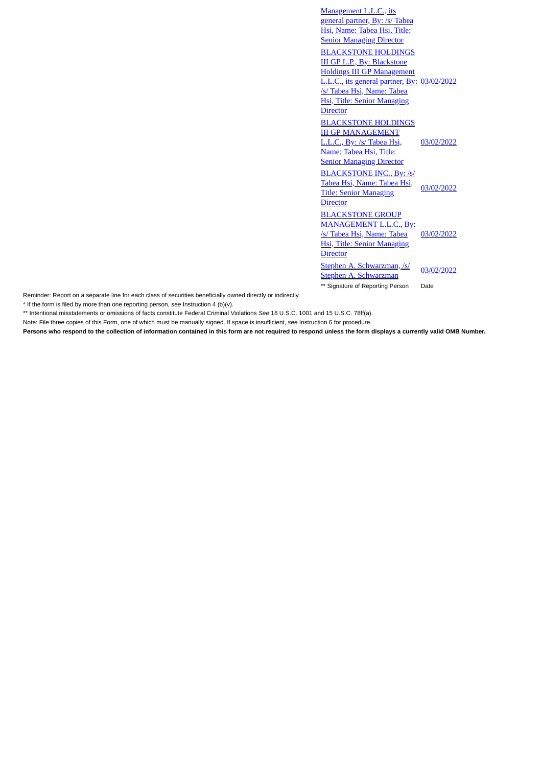| | |
|---|---|
| Management L.L.C., its general partner, By: /s/ Tabea Hsi, Name: Tabea Hsi, Title: Senior Managing Director | |
| BLACKSTONE HOLDINGS III GP L.P., By: Blackstone Holdings III GP Management L.L.C., its general partner, By: /s/ Tabea Hsi, Name: Tabea Hsi, Title: Senior Managing Director | 03/02/2022 |
| BLACKSTONE HOLDINGS III GP MANAGEMENT L.L.C., By: /s/ Tabea Hsi, Name: Tabea Hsi, Title: Senior Managing Director | 03/02/2022 |
| BLACKSTONE INC., By: /s/ Tabea Hsi, Name: Tabea Hsi, Title: Senior Managing Director | 03/02/2022 |
| BLACKSTONE GROUP MANAGEMENT L.L.C., By: /s/ Tabea Hsi, Name: Tabea Hsi, Title: Senior Managing Director | 03/02/2022 |
| Stephen A. Schwarzman, /s/ Stephen A. Schwarzman | 03/02/2022 |
| ** Signature of Reporting Person | Date |

Reminder: Report on a separate line for each class of securities beneficially owned directly or indirectly.

* If the form is filed by more than one reporting person, *see* Instruction 4 (b)(v).

** Intentional misstatements or omissions of facts constitute Federal Criminal Violations *See* 18 U.S.C. 1001 and 15 U.S.C. 78ff(a).

Note: File three copies of this Form, one of which must be manually signed. If space is insufficient, *see* Instruction 6 for procedure.

**Persons who respond to the collection of information contained in this form are not required to respond unless the form displays a currently valid OMB Number.**